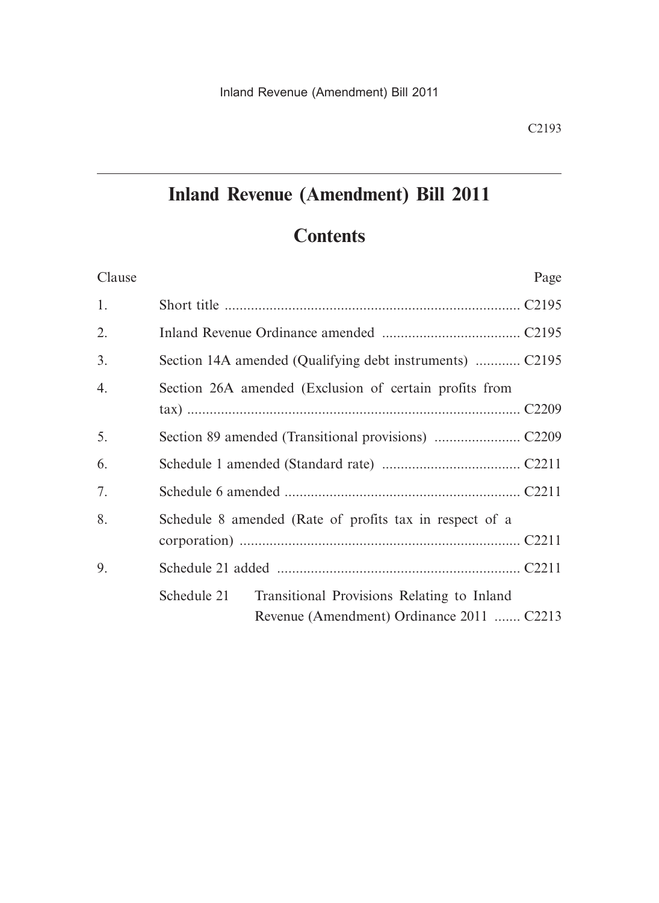# Inland Revenue (Amendment) Bill 2011

## Contents

| Clause | | Page |
|---|---|---|
| 1. | Short title | C2195 |
| 2. | Inland Revenue Ordinance amended | C2195 |
| 3. | Section 14A amended (Qualifying debt instruments) | C2195 |
| 4. | Section 26A amended (Exclusion of certain profits from tax) | C2209 |
| 5. | Section 89 amended (Transitional provisions) | C2209 |
| 6. | Schedule 1 amended (Standard rate) | C2211 |
| 7. | Schedule 6 amended | C2211 |
| 8. | Schedule 8 amended (Rate of profits tax in respect of a corporation) | C2211 |
| 9. | Schedule 21 added | C2211 |
| | Schedule 21 Transitional Provisions Relating to Inland Revenue (Amendment) Ordinance 2011 | C2213 |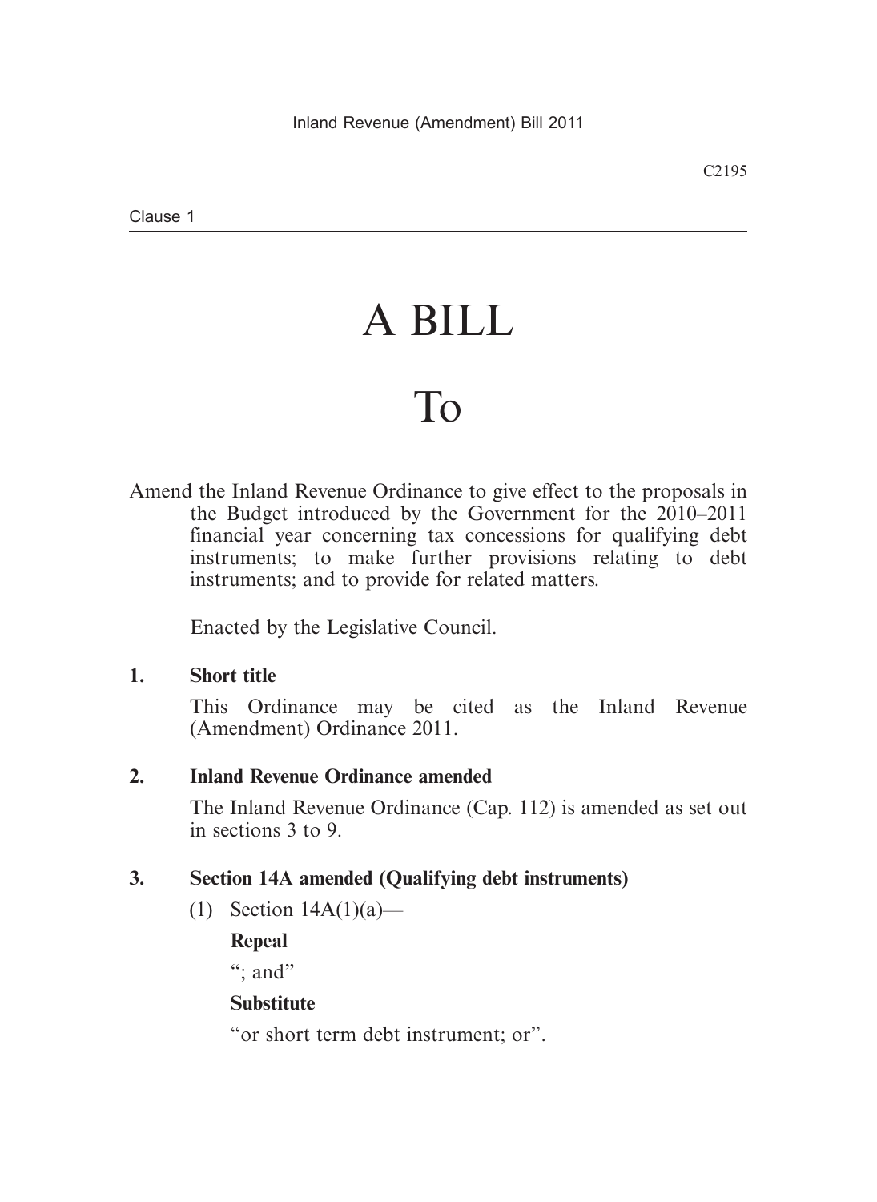# A BILL

# To

Amend the Inland Revenue Ordinance to give effect to the proposals in the Budget introduced by the Government for the 2010–2011 financial year concerning tax concessions for qualifying debt instruments; to make further provisions relating to debt instruments; and to provide for related matters.

Enacted by the Legislative Council.

**1. Short title**

This Ordinance may be cited as the Inland Revenue (Amendment) Ordinance 2011.

**2. Inland Revenue Ordinance amended**

The Inland Revenue Ordinance (Cap. 112) is amended as set out in sections 3 to 9.

**3. Section 14A amended (Qualifying debt instruments)**

(1) Section 14A(1)(a)—

**Repeal**

“; and”

**Substitute**

“or short term debt instrument; or”.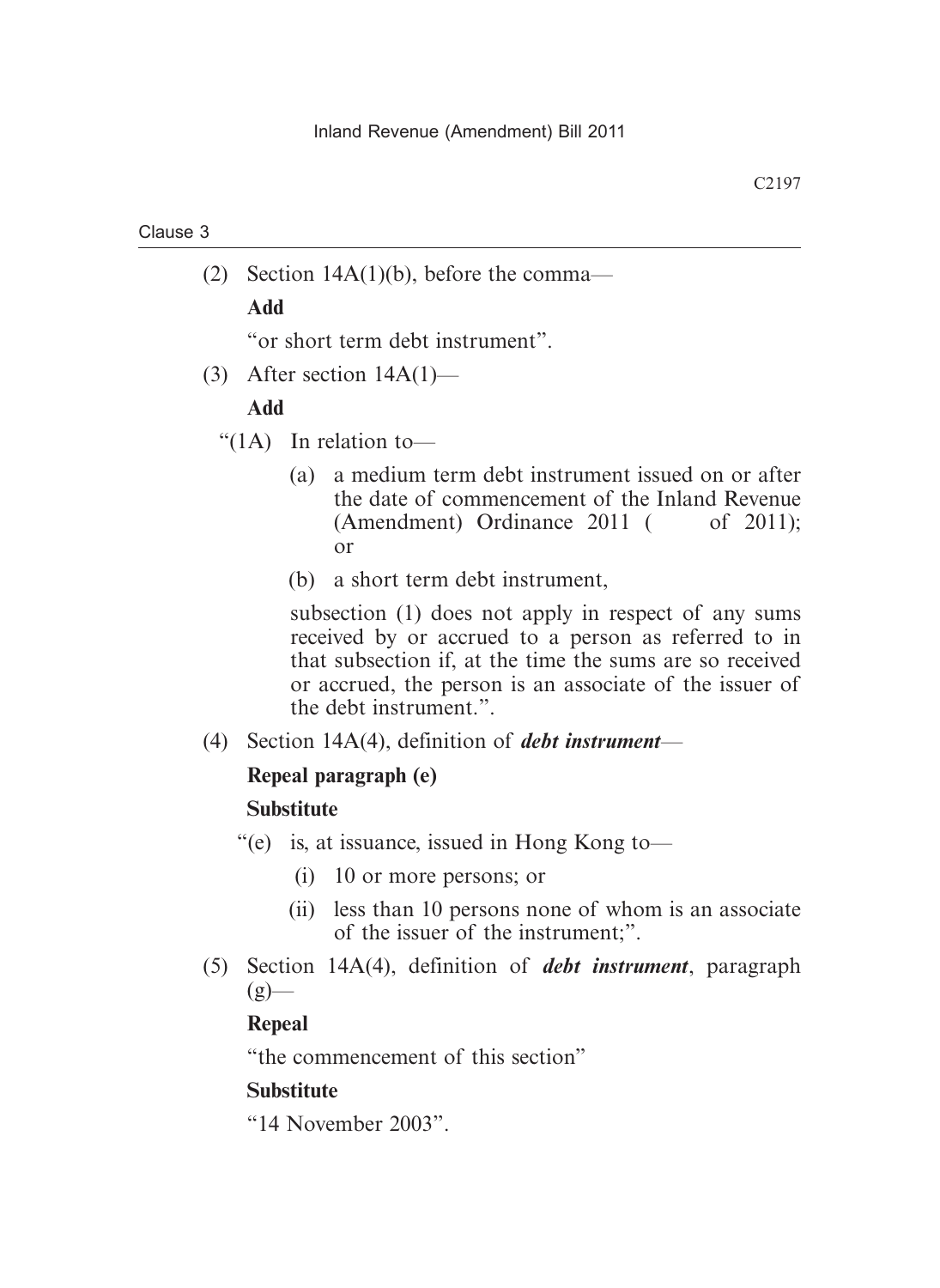Clause 3

(2) Section 14A(1)(b), before the comma—

**Add**

"or short term debt instrument".

(3) After section 14A(1)—

**Add**

"(1A) In relation to—

(a) a medium term debt instrument issued on or after the date of commencement of the Inland Revenue (Amendment) Ordinance 2011 (   of 2011); or

(b) a short term debt instrument,

subsection (1) does not apply in respect of any sums received by or accrued to a person as referred to in that subsection if, at the time the sums are so received or accrued, the person is an associate of the issuer of the debt instrument.".

(4) Section 14A(4), definition of ***debt instrument***—

**Repeal paragraph (e)**

**Substitute**

"(e) is, at issuance, issued in Hong Kong to—

(i) 10 or more persons; or

(ii) less than 10 persons none of whom is an associate of the issuer of the instrument;".

(5) Section 14A(4), definition of ***debt instrument***, paragraph (g)—

**Repeal**

"the commencement of this section"

**Substitute**

"14 November 2003".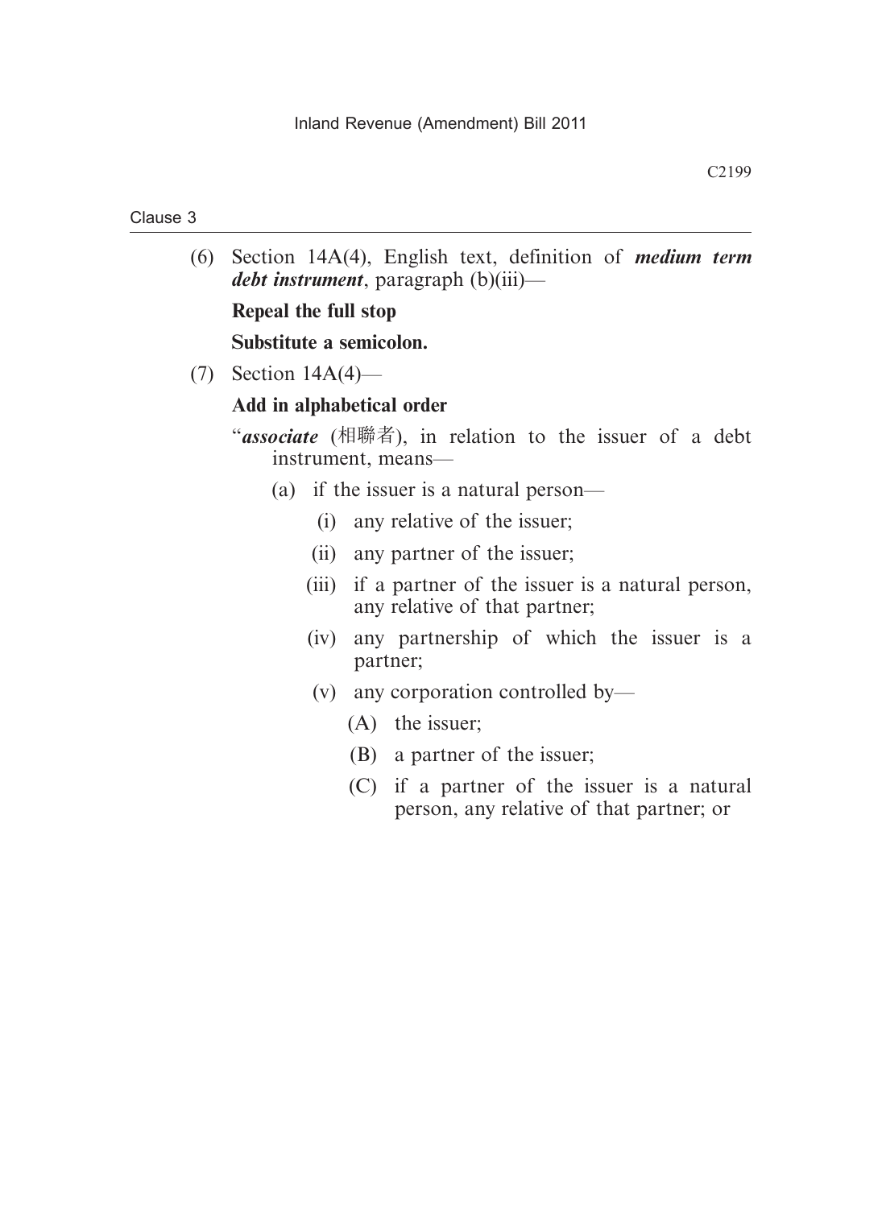Clause 3

(6) Section 14A(4), English text, definition of ***medium term debt instrument***, paragraph (b)(iii)—

**Repeal the full stop**

**Substitute a semicolon.**

(7) Section 14A(4)—

**Add in alphabetical order**

"***associate*** (相聯者), in relation to the issuer of a debt instrument, means—

- (a) if the issuer is a natural person—
  - (i) any relative of the issuer;
  - (ii) any partner of the issuer;
  - (iii) if a partner of the issuer is a natural person, any relative of that partner;
  - (iv) any partnership of which the issuer is a partner;
  - (v) any corporation controlled by—
    - (A) the issuer;
    - (B) a partner of the issuer;
    - (C) if a partner of the issuer is a natural person, any relative of that partner; or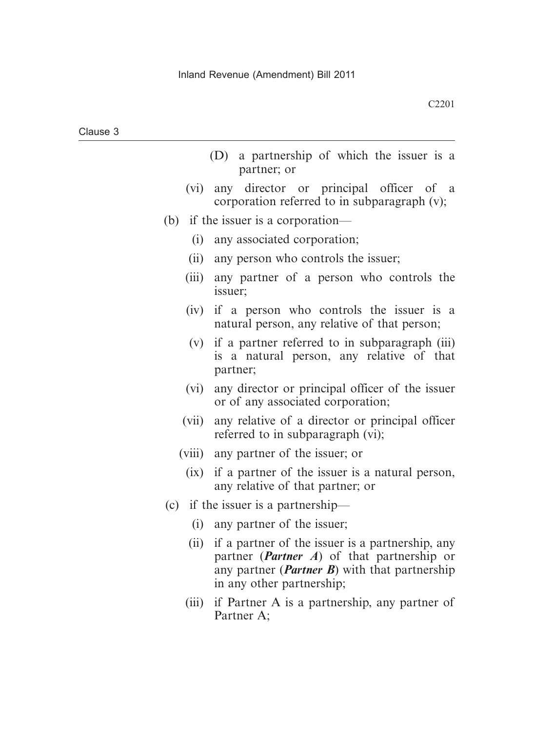(D) a partnership of which the issuer is a partner; or

(vi) any director or principal officer of a corporation referred to in subparagraph (v);

(b) if the issuer is a corporation—

(i) any associated corporation;

(ii) any person who controls the issuer;

(iii) any partner of a person who controls the issuer;

(iv) if a person who controls the issuer is a natural person, any relative of that person;

(v) if a partner referred to in subparagraph (iii) is a natural person, any relative of that partner;

(vi) any director or principal officer of the issuer or of any associated corporation;

(vii) any relative of a director or principal officer referred to in subparagraph (vi);

(viii) any partner of the issuer; or

(ix) if a partner of the issuer is a natural person, any relative of that partner; or

(c) if the issuer is a partnership—

(i) any partner of the issuer;

(ii) if a partner of the issuer is a partnership, any partner (***Partner A***) of that partnership or any partner (***Partner B***) with that partnership in any other partnership;

(iii) if Partner A is a partnership, any partner of Partner A;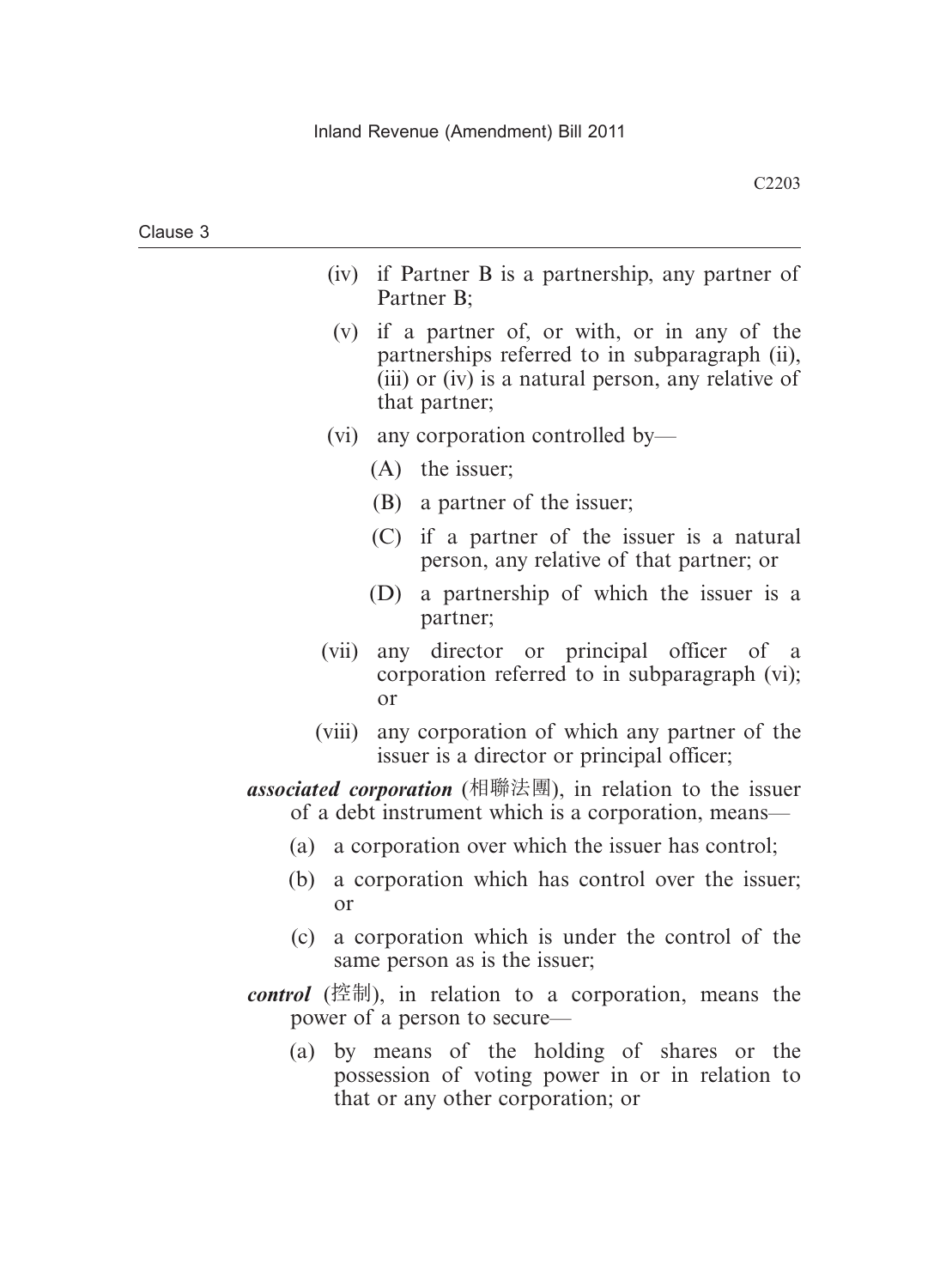- (iv) if Partner B is a partnership, any partner of Partner B;
- (v) if a partner of, or with, or in any of the partnerships referred to in subparagraph (ii), (iii) or (iv) is a natural person, any relative of that partner;
- (vi) any corporation controlled by—
  - (A) the issuer;
  - (B) a partner of the issuer;
  - (C) if a partner of the issuer is a natural person, any relative of that partner; or
  - (D) a partnership of which the issuer is a partner;
- (vii) any director or principal officer of a corporation referred to in subparagraph (vi); or
- (viii) any corporation of which any partner of the issuer is a director or principal officer;

***associated corporation*** (相聯法團), in relation to the issuer of a debt instrument which is a corporation, means—

- (a) a corporation over which the issuer has control;
- (b) a corporation which has control over the issuer; or
- (c) a corporation which is under the control of the same person as is the issuer;

***control*** (控制), in relation to a corporation, means the power of a person to secure—

- (a) by means of the holding of shares or the possession of voting power in or in relation to that or any other corporation; or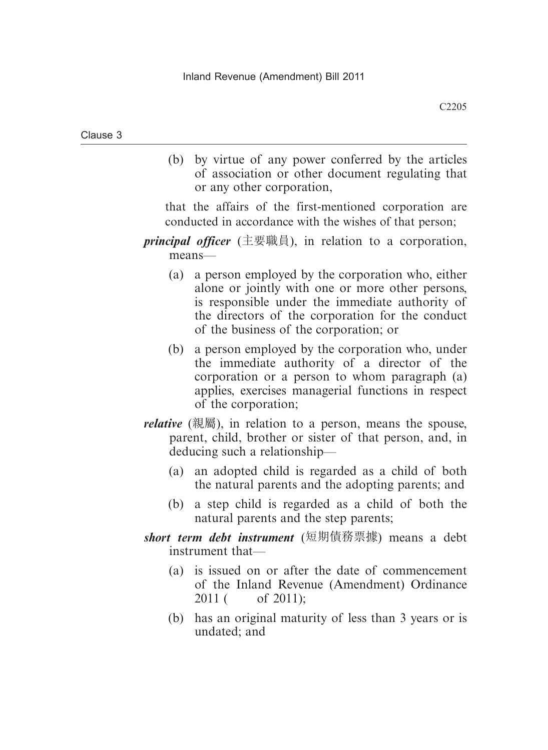(b) by virtue of any power conferred by the articles of association or other document regulating that or any other corporation,

that the affairs of the first-mentioned corporation are conducted in accordance with the wishes of that person;

***principal officer*** (主要職員), in relation to a corporation, means—

(a) a person employed by the corporation who, either alone or jointly with one or more other persons, is responsible under the immediate authority of the directors of the corporation for the conduct of the business of the corporation; or

(b) a person employed by the corporation who, under the immediate authority of a director of the corporation or a person to whom paragraph (a) applies, exercises managerial functions in respect of the corporation;

***relative*** (親屬), in relation to a person, means the spouse, parent, child, brother or sister of that person, and, in deducing such a relationship—

(a) an adopted child is regarded as a child of both the natural parents and the adopting parents; and

(b) a step child is regarded as a child of both the natural parents and the step parents;

***short term debt instrument*** (短期債務票據) means a debt instrument that—

(a) is issued on or after the date of commencement of the Inland Revenue (Amendment) Ordinance 2011 (&nbsp;&nbsp;&nbsp;&nbsp;of 2011);

(b) has an original maturity of less than 3 years or is undated; and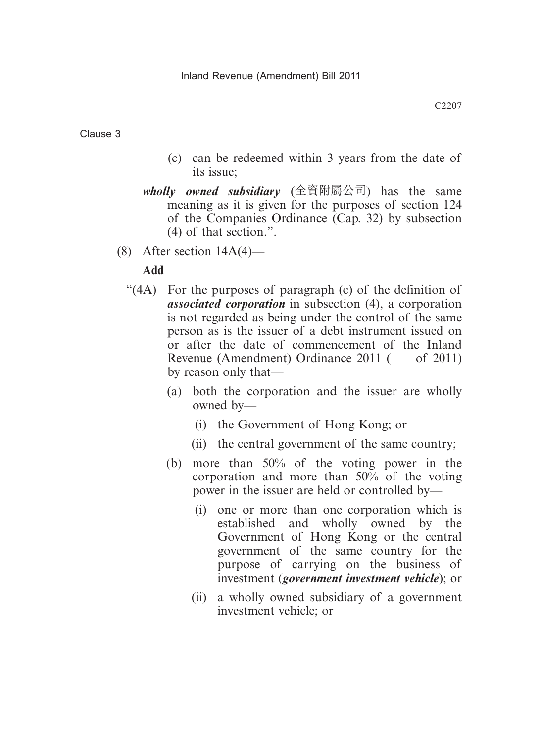(c) can be redeemed within 3 years from the date of its issue;

***wholly owned subsidiary*** (全資附屬公司) has the same meaning as it is given for the purposes of section 124 of the Companies Ordinance (Cap. 32) by subsection (4) of that section.".

(8) After section 14A(4)—

**Add**

"(4A) For the purposes of paragraph (c) of the definition of ***associated corporation*** in subsection (4), a corporation is not regarded as being under the control of the same person as is the issuer of a debt instrument issued on or after the date of commencement of the Inland Revenue (Amendment) Ordinance 2011 (    of 2011) by reason only that—

(a) both the corporation and the issuer are wholly owned by—

(i) the Government of Hong Kong; or

(ii) the central government of the same country;

(b) more than 50% of the voting power in the corporation and more than 50% of the voting power in the issuer are held or controlled by—

(i) one or more than one corporation which is established and wholly owned by the Government of Hong Kong or the central government of the same country for the purpose of carrying on the business of investment (***government investment vehicle***); or

(ii) a wholly owned subsidiary of a government investment vehicle; or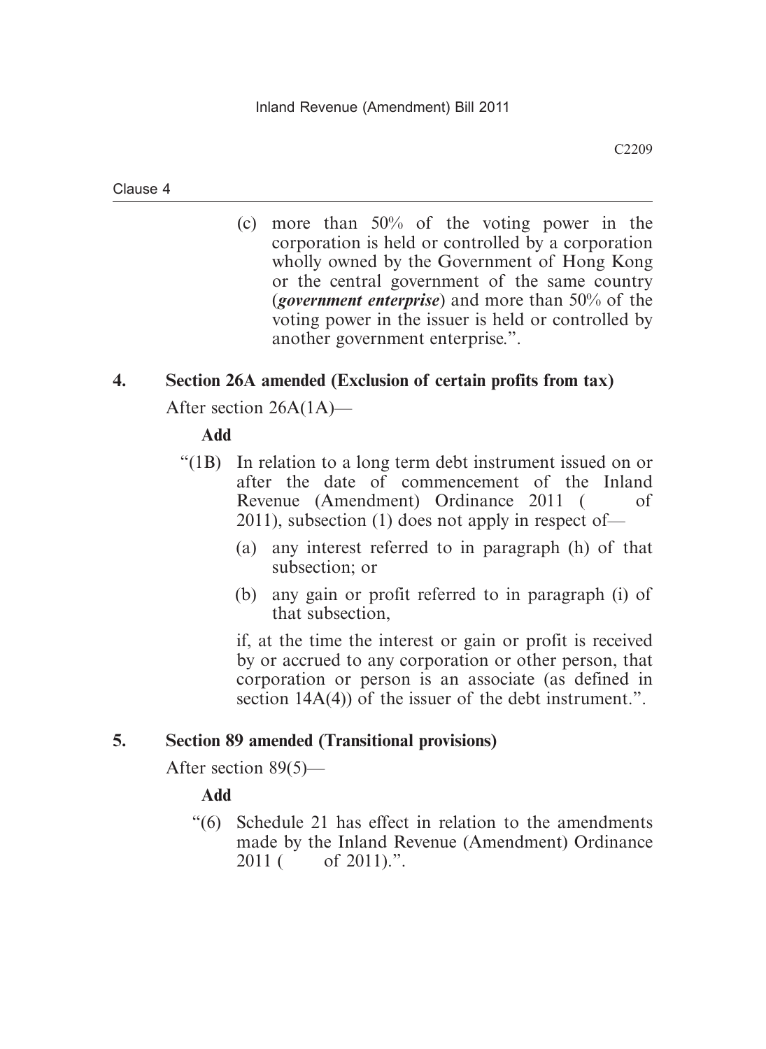(c) more than 50% of the voting power in the corporation is held or controlled by a corporation wholly owned by the Government of Hong Kong or the central government of the same country (***government enterprise***) and more than 50% of the voting power in the issuer is held or controlled by another government enterprise.".

**4. Section 26A amended (Exclusion of certain profits from tax)**

After section 26A(1A)—

**Add**

"(1B) In relation to a long term debt instrument issued on or after the date of commencement of the Inland Revenue (Amendment) Ordinance 2011 (     of 2011), subsection (1) does not apply in respect of—

(a) any interest referred to in paragraph (h) of that subsection; or

(b) any gain or profit referred to in paragraph (i) of that subsection,

if, at the time the interest or gain or profit is received by or accrued to any corporation or other person, that corporation or person is an associate (as defined in section 14A(4)) of the issuer of the debt instrument.".

**5. Section 89 amended (Transitional provisions)**

After section 89(5)—

**Add**

"(6) Schedule 21 has effect in relation to the amendments made by the Inland Revenue (Amendment) Ordinance 2011 (     of 2011).".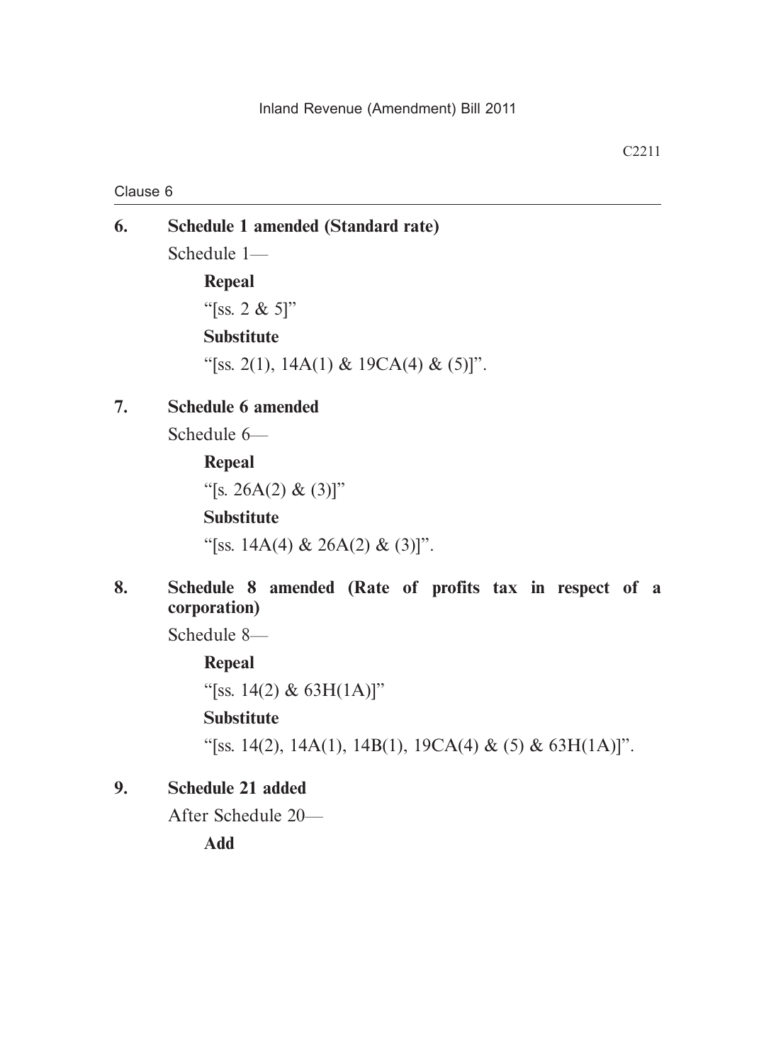Clause 6

**6. Schedule 1 amended (Standard rate)**

Schedule 1—

**Repeal**

"[ss. 2 & 5]"

**Substitute**

"[ss. 2(1), 14A(1) & 19CA(4) & (5)]".

**7. Schedule 6 amended**

Schedule 6—

**Repeal**

"[s. 26A(2) & (3)]"

**Substitute**

"[ss. 14A(4) & 26A(2) & (3)]".

**8. Schedule 8 amended (Rate of profits tax in respect of a corporation)**

Schedule 8—

**Repeal**

"[ss. 14(2) & 63H(1A)]"

**Substitute**

"[ss. 14(2), 14A(1), 14B(1), 19CA(4) & (5) & 63H(1A)]".

**9. Schedule 21 added**

After Schedule 20—

**Add**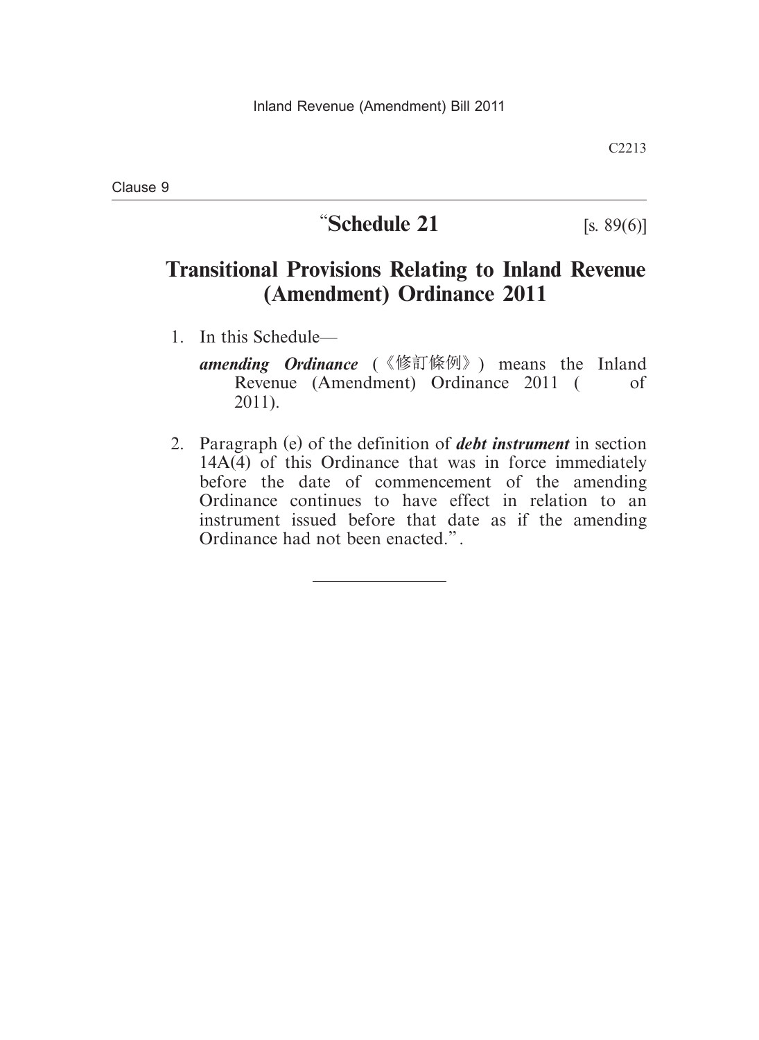# “Schedule 21

[s. 89(6)]

## Transitional Provisions Relating to Inland Revenue (Amendment) Ordinance 2011

1. In this Schedule—

   ***amending Ordinance*** (《修訂條例》) means the Inland Revenue (Amendment) Ordinance 2011 (       of 2011).

2. Paragraph (e) of the definition of ***debt instrument*** in section 14A(4) of this Ordinance that was in force immediately before the date of commencement of the amending Ordinance continues to have effect in relation to an instrument issued before that date as if the amending Ordinance had not been enacted.”.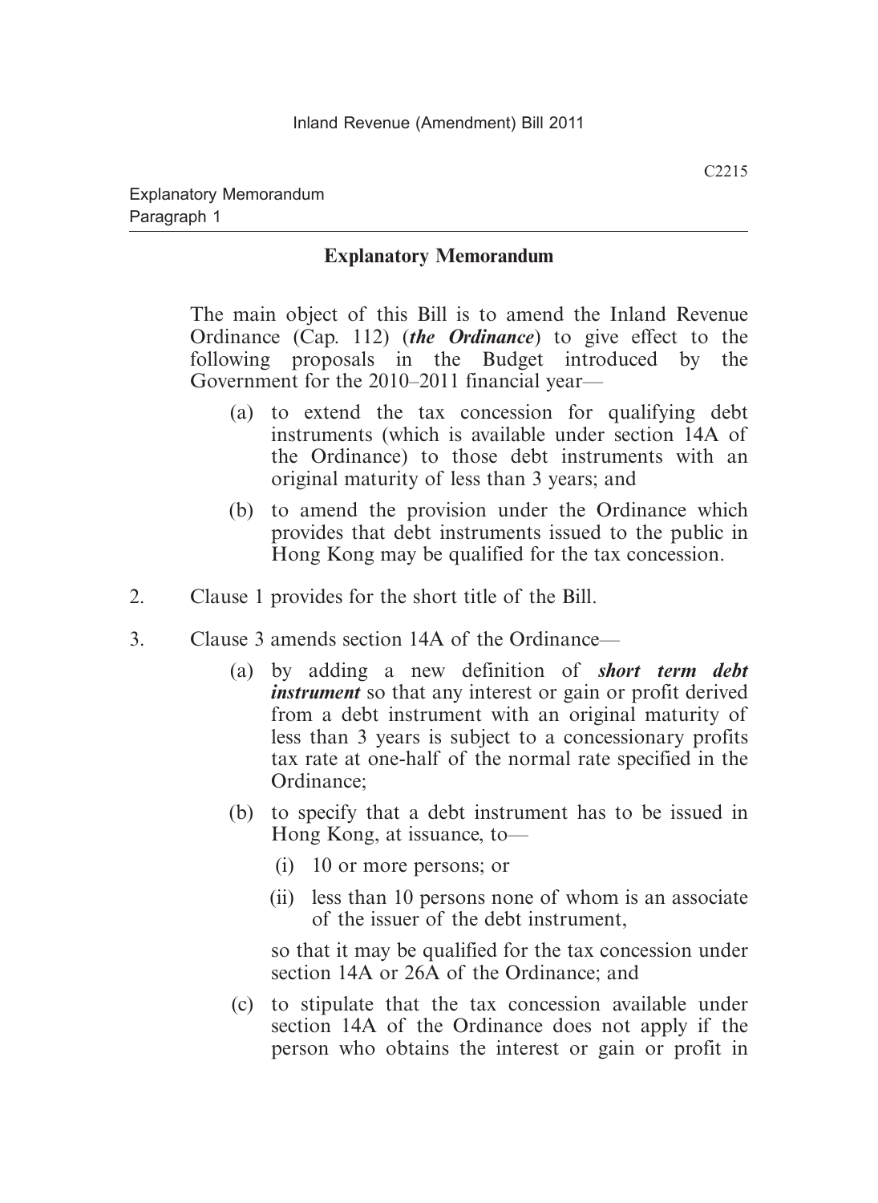## Explanatory Memorandum

The main object of this Bill is to amend the Inland Revenue Ordinance (Cap. 112) (***the Ordinance***) to give effect to the following proposals in the Budget introduced by the Government for the 2010–2011 financial year—

(a) to extend the tax concession for qualifying debt instruments (which is available under section 14A of the Ordinance) to those debt instruments with an original maturity of less than 3 years; and

(b) to amend the provision under the Ordinance which provides that debt instruments issued to the public in Hong Kong may be qualified for the tax concession.

2. Clause 1 provides for the short title of the Bill.

3. Clause 3 amends section 14A of the Ordinance—

(a) by adding a new definition of ***short term debt instrument*** so that any interest or gain or profit derived from a debt instrument with an original maturity of less than 3 years is subject to a concessionary profits tax rate at one-half of the normal rate specified in the Ordinance;

(b) to specify that a debt instrument has to be issued in Hong Kong, at issuance, to—

(i) 10 or more persons; or

(ii) less than 10 persons none of whom is an associate of the issuer of the debt instrument,

so that it may be qualified for the tax concession under section 14A or 26A of the Ordinance; and

(c) to stipulate that the tax concession available under section 14A of the Ordinance does not apply if the person who obtains the interest or gain or profit in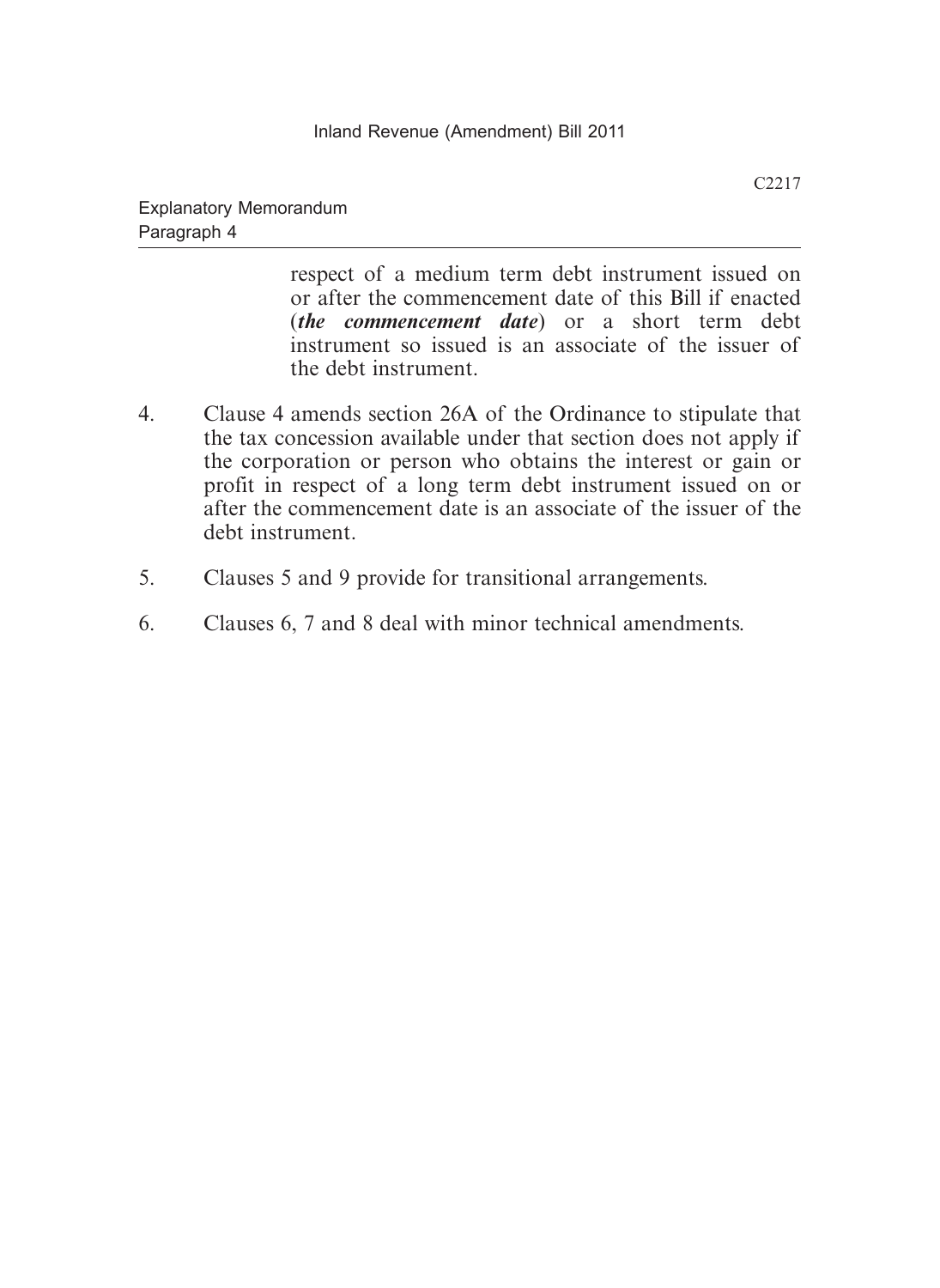respect of a medium term debt instrument issued on or after the commencement date of this Bill if enacted (***the commencement date***) or a short term debt instrument so issued is an associate of the issuer of the debt instrument.

4. Clause 4 amends section 26A of the Ordinance to stipulate that the tax concession available under that section does not apply if the corporation or person who obtains the interest or gain or profit in respect of a long term debt instrument issued on or after the commencement date is an associate of the issuer of the debt instrument.

5. Clauses 5 and 9 provide for transitional arrangements.

6. Clauses 6, 7 and 8 deal with minor technical amendments.